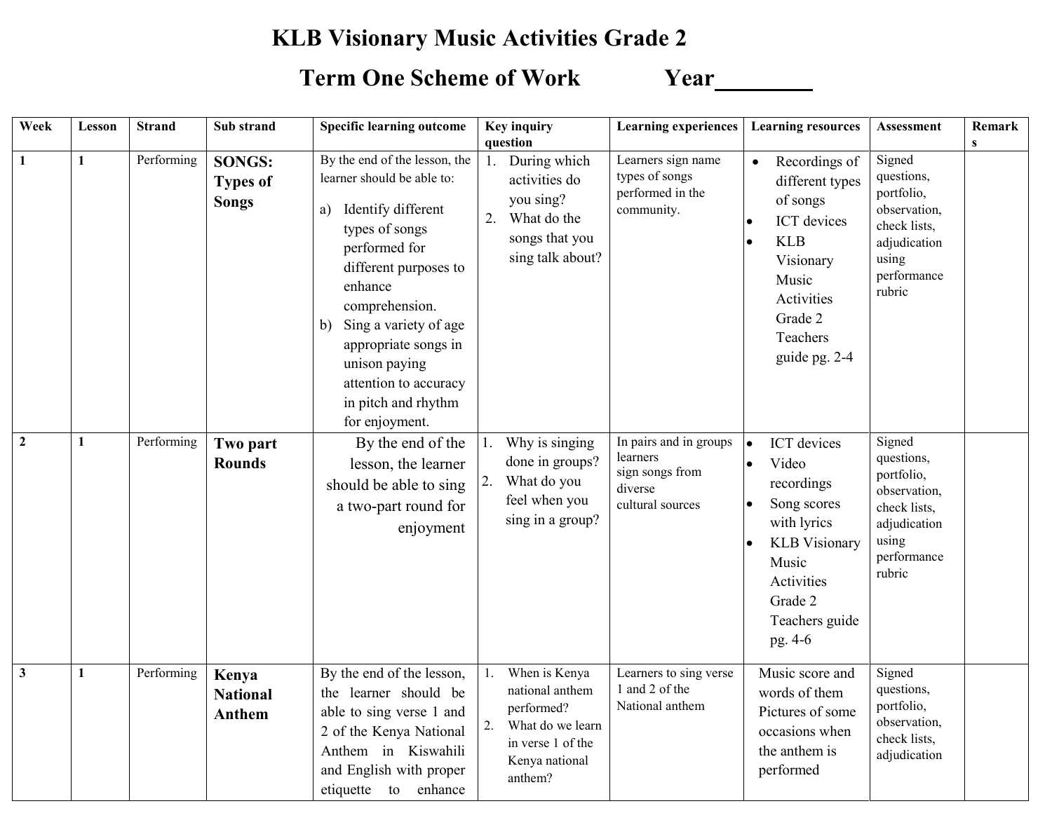# KLB Visionary Music Activities Grade 2

## Term One Scheme of Work Year________

| Week | Lesson | Strand | Sub strand | Specific learning outcome | Key inquiry question | Learning experiences | Learning resources | Assessment | Remarks |
|---|---|---|---|---|---|---|---|---|---|
| 1 | 1 | Performing | **SONGS: Types of Songs** | By the end of the lesson, the learner should be able to:<br>a) Identify different types of songs performed for different purposes to enhance comprehension.<br>b) Sing a variety of age appropriate songs in unison paying attention to accuracy in pitch and rhythm for enjoyment. | 1. During which activities do you sing?<br>2. What do the songs that you sing talk about? | Learners sign name types of songs performed in the community. | • Recordings of different types of songs<br>• ICT devices<br>• KLB Visionary Music Activities Grade 2 Teachers guide pg. 2-4 | Signed questions, portfolio, observation, check lists, adjudication using performance rubric | |
| 2 | 1 | Performing | **Two part Rounds** | By the end of the lesson, the learner should be able to sing a two-part round for enjoyment | 1. Why is singing done in groups?<br>2. What do you feel when you sing in a group? | In pairs and in groups learners sign songs from diverse cultural sources | • ICT devices<br>• Video recordings<br>• Song scores with lyrics<br>• KLB Visionary Music Activities Grade 2 Teachers guide pg. 4-6 | Signed questions, portfolio, observation, check lists, adjudication using performance rubric | |
| 3 | 1 | Performing | **Kenya National Anthem** | By the end of the lesson, the learner should be able to sing verse 1 and 2 of the Kenya National Anthem in Kiswahili and English with proper etiquette to enhance | 1. When is Kenya national anthem performed?<br>2. What do we learn in verse 1 of the Kenya national anthem? | Learners to sing verse 1 and 2 of the National anthem | Music score and words of them Pictures of some occasions when the anthem is performed | Signed questions, portfolio, observation, check lists, adjudication | |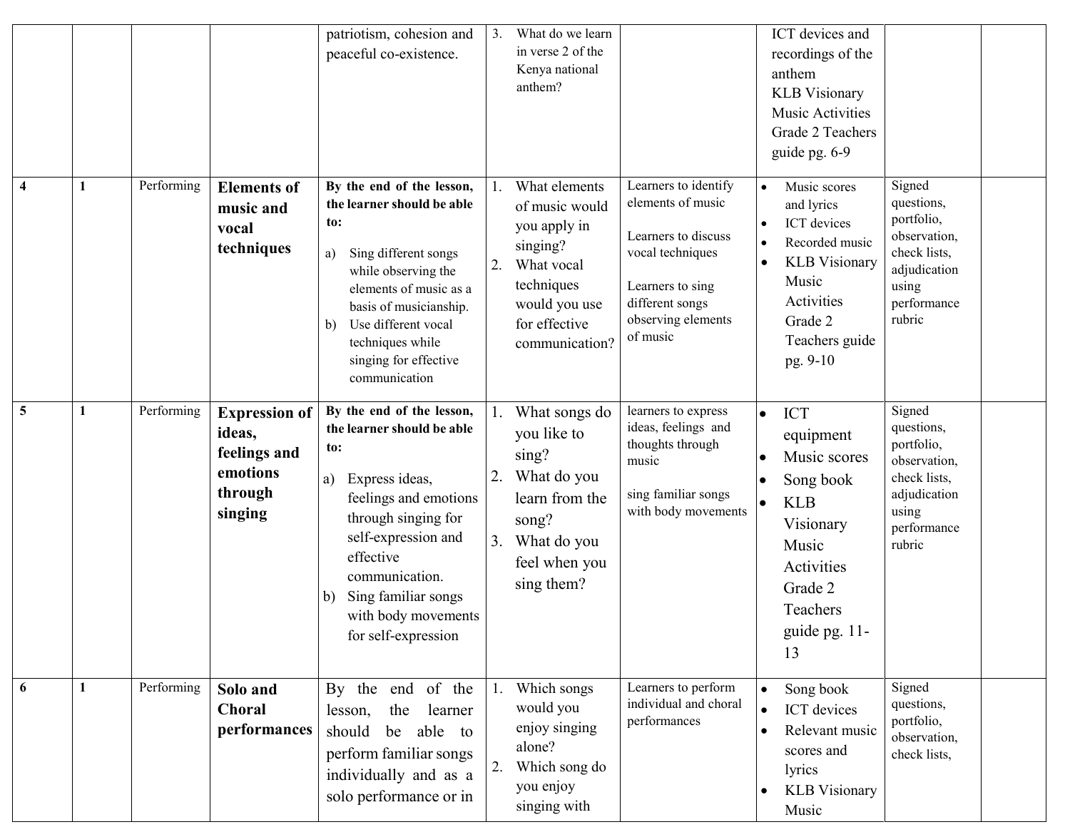| | | | | patriotism, cohesion and peaceful co-existence. | 3. What do we learn in verse 2 of the Kenya national anthem? | | ICT devices and recordings of the anthem<br>KLB Visionary Music Activities Grade 2 Teachers guide pg. 6-9 | | |
|---|---|---|---|---|---|---|---|---|---|
| **4** | **1** | Performing | **Elements of music and vocal techniques** | **By the end of the lesson, the learner should be able to:**<br>a) Sing different songs while observing the elements of music as a basis of musicianship.<br>b) Use different vocal techniques while singing for effective communication | 1. What elements of music would you apply in singing?<br>2. What vocal techniques would you use for effective communication? | Learners to identify elements of music<br><br>Learners to discuss vocal techniques<br><br>Learners to sing different songs observing elements of music | • Music scores and lyrics<br>• ICT devices<br>• Recorded music<br>• KLB Visionary Music Activities Grade 2 Teachers guide pg. 9-10 | Signed questions, portfolio, observation, check lists, adjudication using performance rubric | |
| **5** | **1** | Performing | **Expression of ideas, feelings and emotions through singing** | **By the end of the lesson, the learner should be able to:**<br>a) Express ideas, feelings and emotions through singing for self-expression and effective communication.<br>b) Sing familiar songs with body movements for self-expression | 1. What songs do you like to sing?<br>2. What do you learn from the song?<br>3. What do you feel when you sing them? | learners to express ideas, feelings and thoughts through music<br><br>sing familiar songs with body movements | • ICT equipment<br>• Music scores<br>• Song book<br>• KLB Visionary Music Activities Grade 2 Teachers guide pg. 11-13 | Signed questions, portfolio, observation, check lists, adjudication using performance rubric | |
| **6** | **1** | Performing | **Solo and Choral performances** | By the end of the lesson, the learner should be able to perform familiar songs individually and as a solo performance or in | 1. Which songs would you enjoy singing alone?<br>2. Which song do you enjoy singing with | Learners to perform individual and choral performances | • Song book<br>• ICT devices<br>• Relevant music scores and lyrics<br>• KLB Visionary Music | Signed questions, portfolio, observation, check lists, | |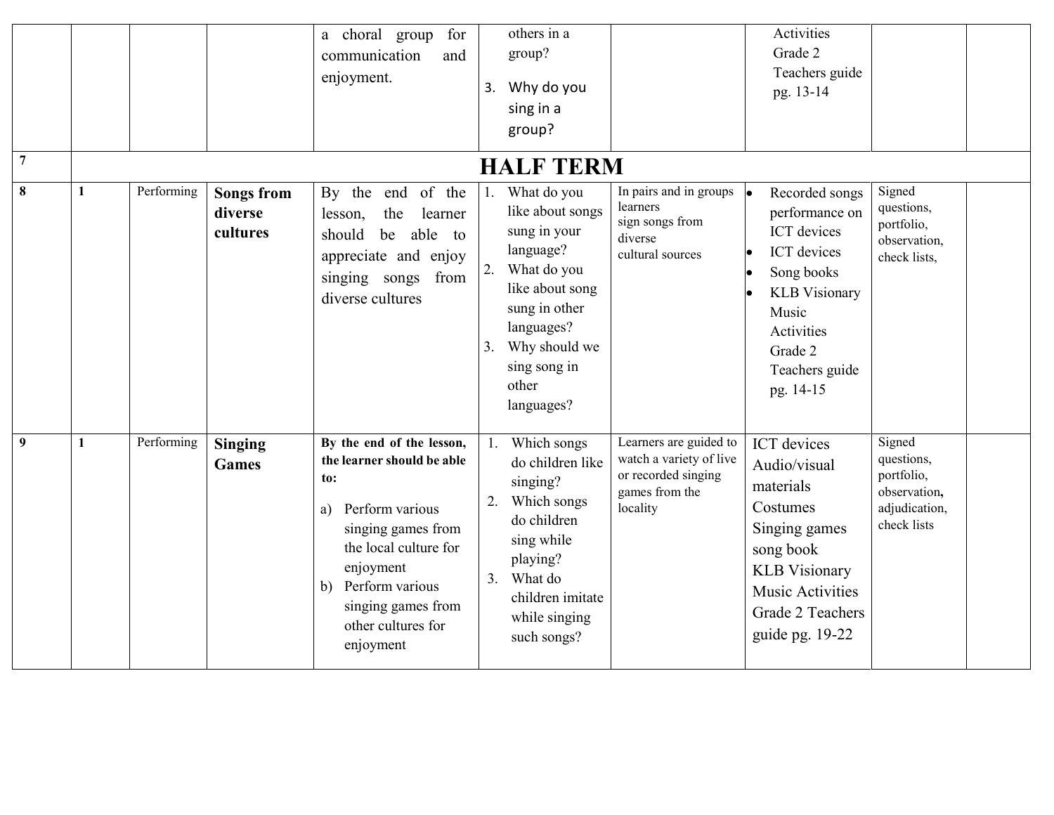| | | | | a choral group for communication and enjoyment. | others in a group?<br>3. Why do you sing in a group? | | Activities Grade 2 Teachers guide pg. 13-14 | | |
|---|---|---|---|---|---|---|---|---|---|
| 7 | **HALF TERM** | | | | | | | | |
| **8** | **1** | Performing | **Songs from diverse cultures** | By the end of the lesson, the learner should be able to appreciate and enjoy singing songs from diverse cultures | 1. What do you like about songs sung in your language?<br>2. What do you like about song sung in other languages?<br>3. Why should we sing song in other languages? | In pairs and in groups learners sign songs from diverse cultural sources | • Recorded songs performance on ICT devices<br>• ICT devices<br>• Song books<br>• KLB Visionary Music Activities Grade 2 Teachers guide pg. 14-15 | Signed questions, portfolio, observation, check lists, | |
| **9** | **1** | Performing | **Singing Games** | **By the end of the lesson, the learner should be able to:**<br>a) Perform various singing games from the local culture for enjoyment<br>b) Perform various singing games from other cultures for enjoyment | 1. Which songs do children like singing?<br>2. Which songs do children sing while playing?<br>3. What do children imitate while singing such songs? | Learners are guided to watch a variety of live or recorded singing games from the locality | ICT devices<br>Audio/visual materials<br>Costumes<br>Singing games song book<br>KLB Visionary Music Activities Grade 2 Teachers guide pg. 19-22 | Signed questions, portfolio, observation, adjudication, check lists | |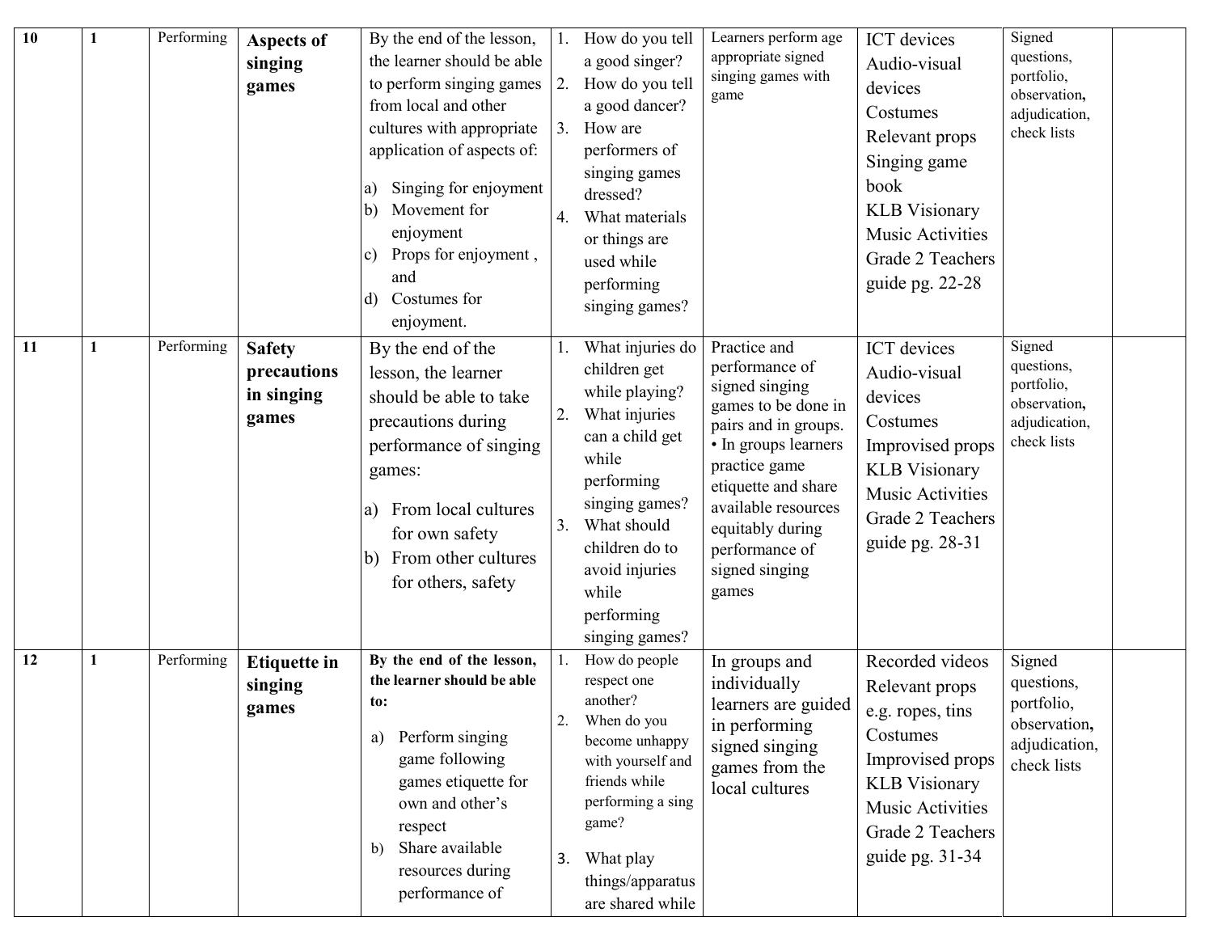| 10 | 1 | Performing | **Aspects of singing games** | By the end of the lesson, the learner should be able to perform singing games from local and other cultures with appropriate application of aspects of:<br>a) Singing for enjoyment<br>b) Movement for enjoyment<br>c) Props for enjoyment , and<br>d) Costumes for enjoyment. | 1. How do you tell a good singer?<br>2. How do you tell a good dancer?<br>3. How are performers of singing games dressed?<br>4. What materials or things are used while performing singing games? | Learners perform age appropriate signed singing games with game | ICT devices<br>Audio-visual devices<br>Costumes<br>Relevant props<br>Singing game book<br>KLB Visionary Music Activities Grade 2 Teachers guide pg. 22-28 | Signed questions, portfolio, observation**,** adjudication, check lists | |
|---|---|---|---|---|---|---|---|---|---|
| 11 | 1 | Performing | **Safety precautions in singing games** | By the end of the lesson, the learner should be able to take precautions during performance of singing games:<br>a) From local cultures for own safety<br>b) From other cultures for others, safety | 1. What injuries do children get while playing?<br>2. What injuries can a child get while performing singing games?<br>3. What should children do to avoid injuries while performing singing games? | Practice and performance of signed singing games to be done in pairs and in groups.<br>• In groups learners practice game etiquette and share available resources equitably during performance of signed singing games | ICT devices<br>Audio-visual devices<br>Costumes<br>Improvised props<br>KLB Visionary Music Activities Grade 2 Teachers guide pg. 28-31 | Signed questions, portfolio, observation**,** adjudication, check lists | |
| 12 | 1 | Performing | **Etiquette in singing games** | **By the end of the lesson, the learner should be able to:**<br>a) Perform singing game following games etiquette for own and other's respect<br>b) Share available resources during performance of | 1. How do people respect one another?<br>2. When do you become unhappy with yourself and friends while performing a sing game?<br>3. What play things/apparatus are shared while | In groups and individually learners are guided in performing signed singing games from the local cultures | Recorded videos<br>Relevant props e.g. ropes, tins<br>Costumes<br>Improvised props<br>KLB Visionary Music Activities Grade 2 Teachers guide pg. 31-34 | Signed questions, portfolio, observation**,** adjudication, check lists | |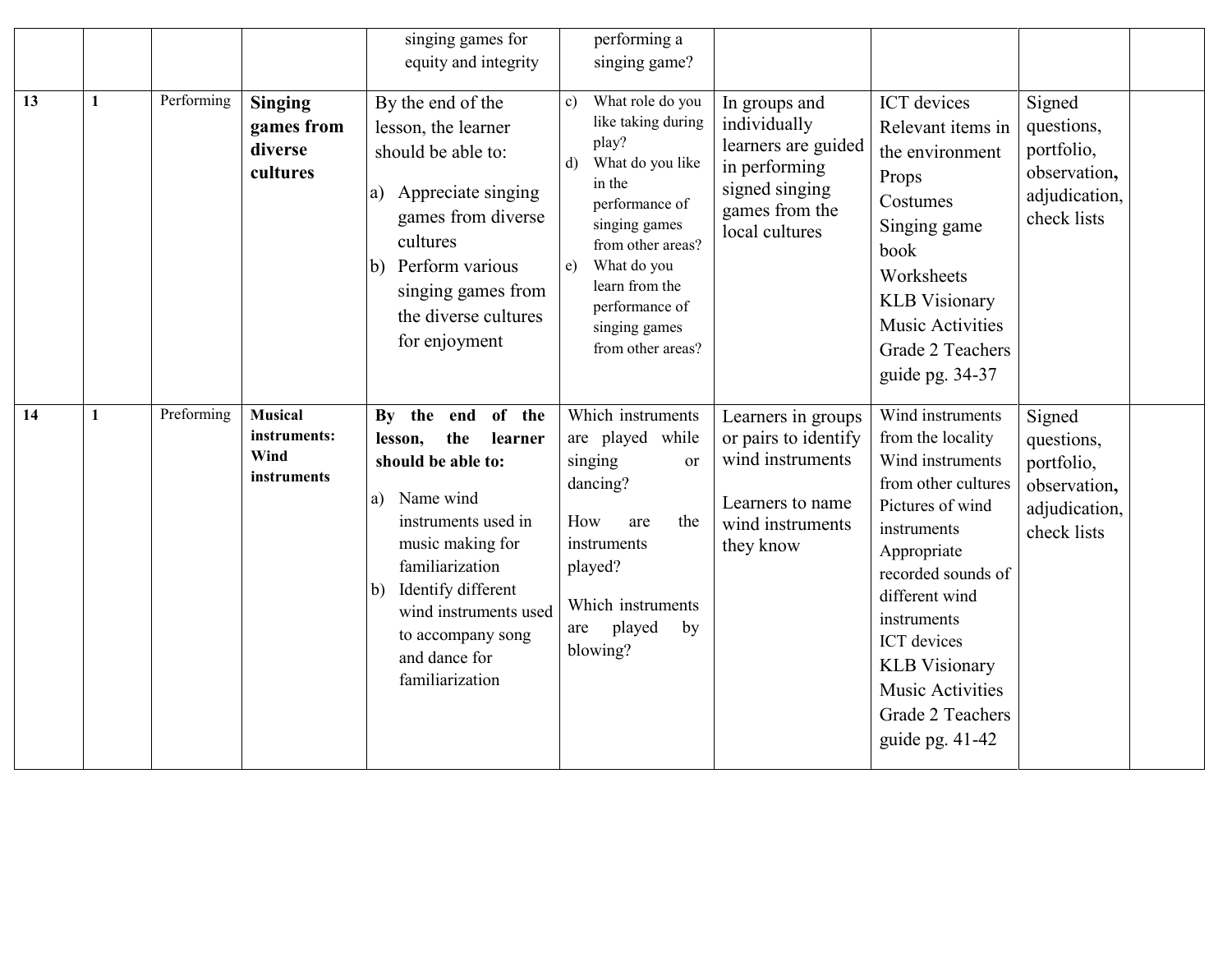| | | | | | | | | | |
|---|---|---|---|---|---|---|---|---|---|
| | | | | singing games for equity and integrity | performing a singing game? | | | | |
| **13** | **1** | Performing | **Singing games from diverse cultures** | By the end of the lesson, the learner should be able to:<br>a) Appreciate singing games from diverse cultures<br>b) Perform various singing games from the diverse cultures for enjoyment | c) What role do you like taking during play?<br>d) What do you like in the performance of singing games from other areas?<br>e) What do you learn from the performance of singing games from other areas? | In groups and individually learners are guided in performing signed singing games from the local cultures | ICT devices<br>Relevant items in the environment<br>Props<br>Costumes<br>Singing game book<br>Worksheets<br>KLB Visionary Music Activities Grade 2 Teachers guide pg. 34-37 | Signed questions, portfolio, observation, adjudication, check lists | |
| **14** | **1** | Preforming | **Musical instruments: Wind instruments** | **By the end of the lesson, the learner should be able to:**<br>a) Name wind instruments used in music making for familiarization<br>b) Identify different wind instruments used to accompany song and dance for familiarization | Which instruments are played while singing or dancing?<br>How are the instruments played?<br>Which instruments are played by blowing? | Learners in groups or pairs to identify wind instruments<br>Learners to name wind instruments they know | Wind instruments from the locality<br>Wind instruments from other cultures<br>Pictures of wind instruments<br>Appropriate recorded sounds of different wind instruments<br>ICT devices<br>KLB Visionary Music Activities Grade 2 Teachers guide pg. 41-42 | Signed questions, portfolio, observation, adjudication, check lists | |